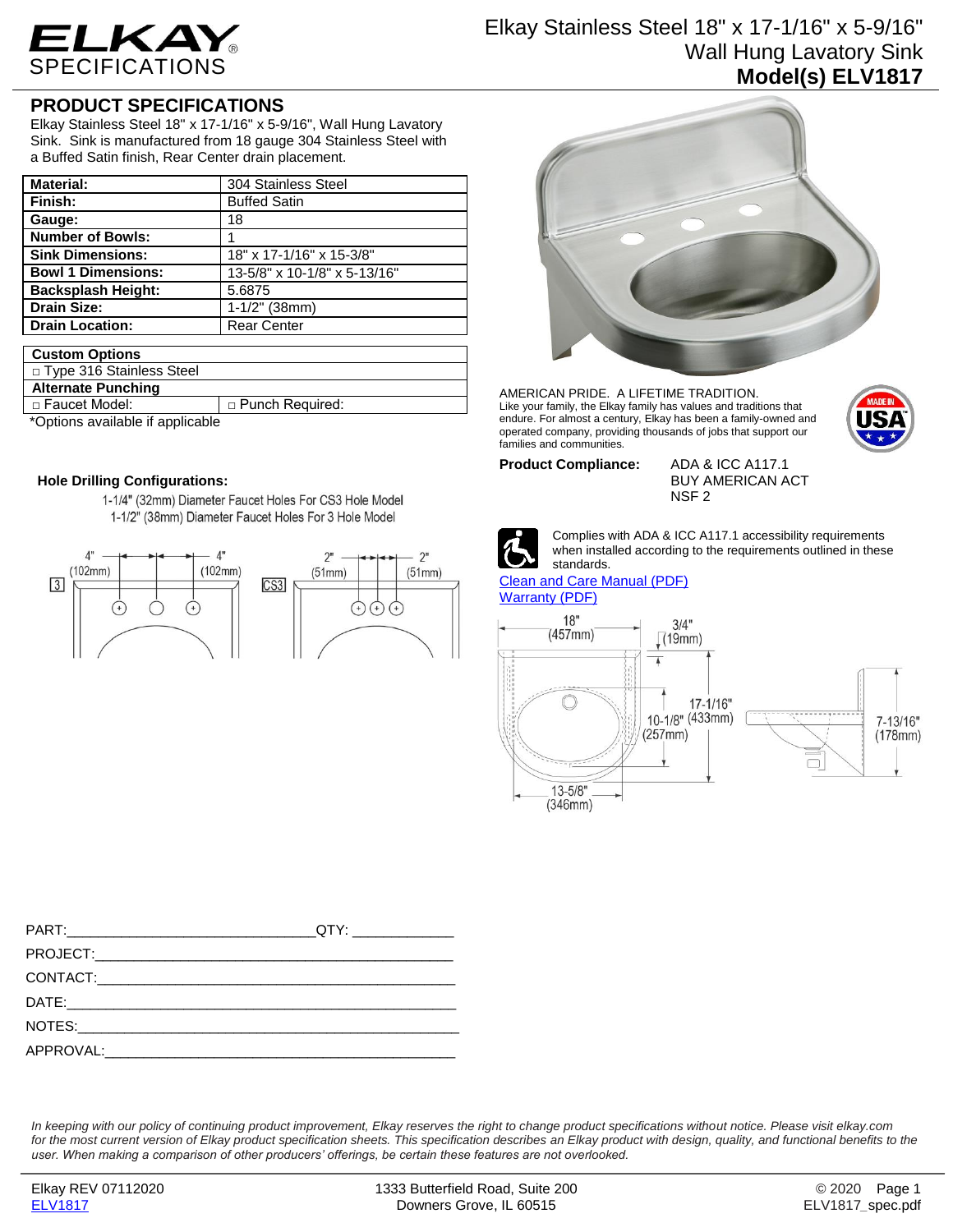# ELKAY SPECIFICATIONS

## Elkay Stainless Steel 18" x 17-1/16" x 5-9/16" Wall Hung Lavatory Sink

### Model(s) ELV1817

## PRODUCT SPECIFICATIONS

Elkay Stainless Steel 18" x 17-1/16" x 5-9/16", Wall Hung Lavatory Sink. Sink is manufactured from 18 gauge 304 Stainless Steel with a Buffed Satin finish, Rear Center drain placement.

| **Material:** | 304 Stainless Steel |
|---|---|
| **Finish:** | Buffed Satin |
| **Gauge:** | 18 |
| **Number of Bowls:** | 1 |
| **Sink Dimensions:** | 18" x 17-1/16" x 15-3/8" |
| **Bowl 1 Dimensions:** | 13-5/8" x 10-1/8" x 5-13/16" |
| **Backsplash Height:** | 5.6875 |
| **Drain Size:** | 1-1/2" (38mm) |
| **Drain Location:** | Rear Center |

| **Custom Options** | |
|---|---|
| □ Type 316 Stainless Steel | |
| **Alternate Punching** | |
| □ Faucet Model: | □ Punch Required: |

*Options available if applicable

AMERICAN PRIDE. A LIFETIME TRADITION.
Like your family, the Elkay family has values and traditions that endure. For almost a century, Elkay has been a family-owned and operated company, providing thousands of jobs that support our families and communities.

MADE IN USA

**Product Compliance:** ADA & ICC A117.1
BUY AMERICAN ACT
NSF 2

Complies with ADA & ICC A117.1 accessibility requirements when installed according to the requirements outlined in these standards.

Clean and Care Manual (PDF)

Warranty (PDF)

**Hole Drilling Configurations:**

1-1/4" (32mm) Diameter Faucet Holes For CS3 Hole Model
1-1/2" (38mm) Diameter Faucet Holes For 3 Hole Model

3: 4" (102mm) – 4" (102mm)
CS3: 2" (51mm) – 2" (51mm)

18" (457mm); 3/4" (19mm); 17-1/16" (433mm); 10-1/8" (257mm); 13-5/8" (346mm); 7-13/16" (178mm)

PART:______________________________QTY: ____________

PROJECT:_____________________________________________

CONTACT:_____________________________________________

DATE:________________________________________________

NOTES:_______________________________________________

APPROVAL:____________________________________________

*In keeping with our policy of continuing product improvement, Elkay reserves the right to change product specifications without notice. Please visit elkay.com for the most current version of Elkay product specification sheets. This specification describes an Elkay product with design, quality, and functional benefits to the user. When making a comparison of other producers' offerings, be certain these features are not overlooked.*

Elkay REV 07112020
ELV1817

1333 Butterfield Road, Suite 200
Downers Grove, IL 60515

© 2020
ELV1817_spec.pdf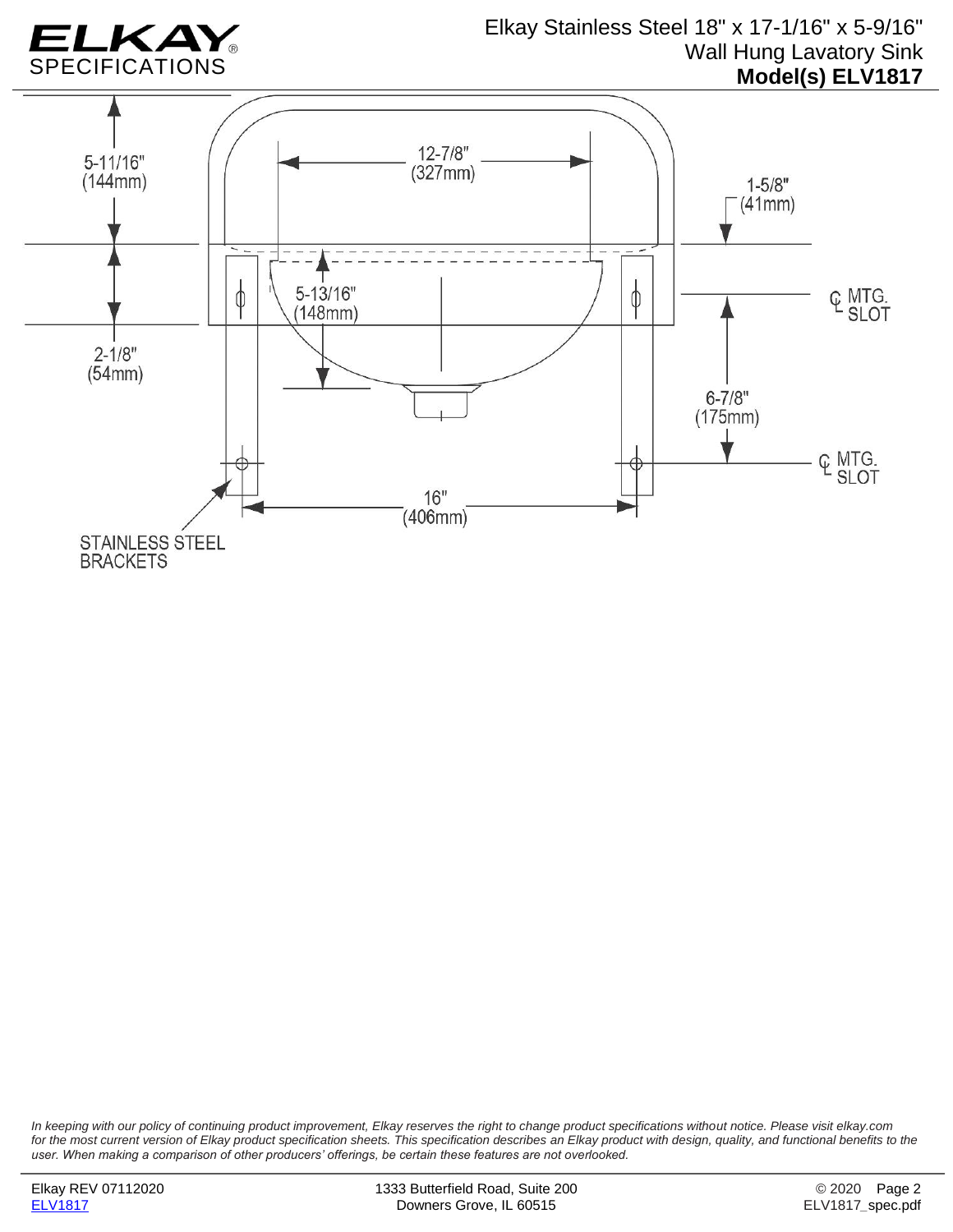Elkay Stainless Steel 18" x 17-1/16" x 5-9/16"
Wall Hung Lavatory Sink
**Model(s) ELV1817**

5-11/16"
(144mm)

12-7/8"
(327mm)

1-5/8"
(41mm)

5-13/16"
(148mm)

℄ MTG. SLOT

2-1/8"
(54mm)

6-7/8"
(175mm)

℄ MTG. SLOT

16"
(406mm)

STAINLESS STEEL
BRACKETS

*In keeping with our policy of continuing product improvement, Elkay reserves the right to change product specifications without notice. Please visit elkay.com for the most current version of Elkay product specification sheets. This specification describes an Elkay product with design, quality, and functional benefits to the user. When making a comparison of other producers' offerings, be certain these features are not overlooked.*

Elkay REV 07112020
ELV1817

1333 Butterfield Road, Suite 200
Downers Grove, IL 60515

© 2020
ELV1817_spec.pdf